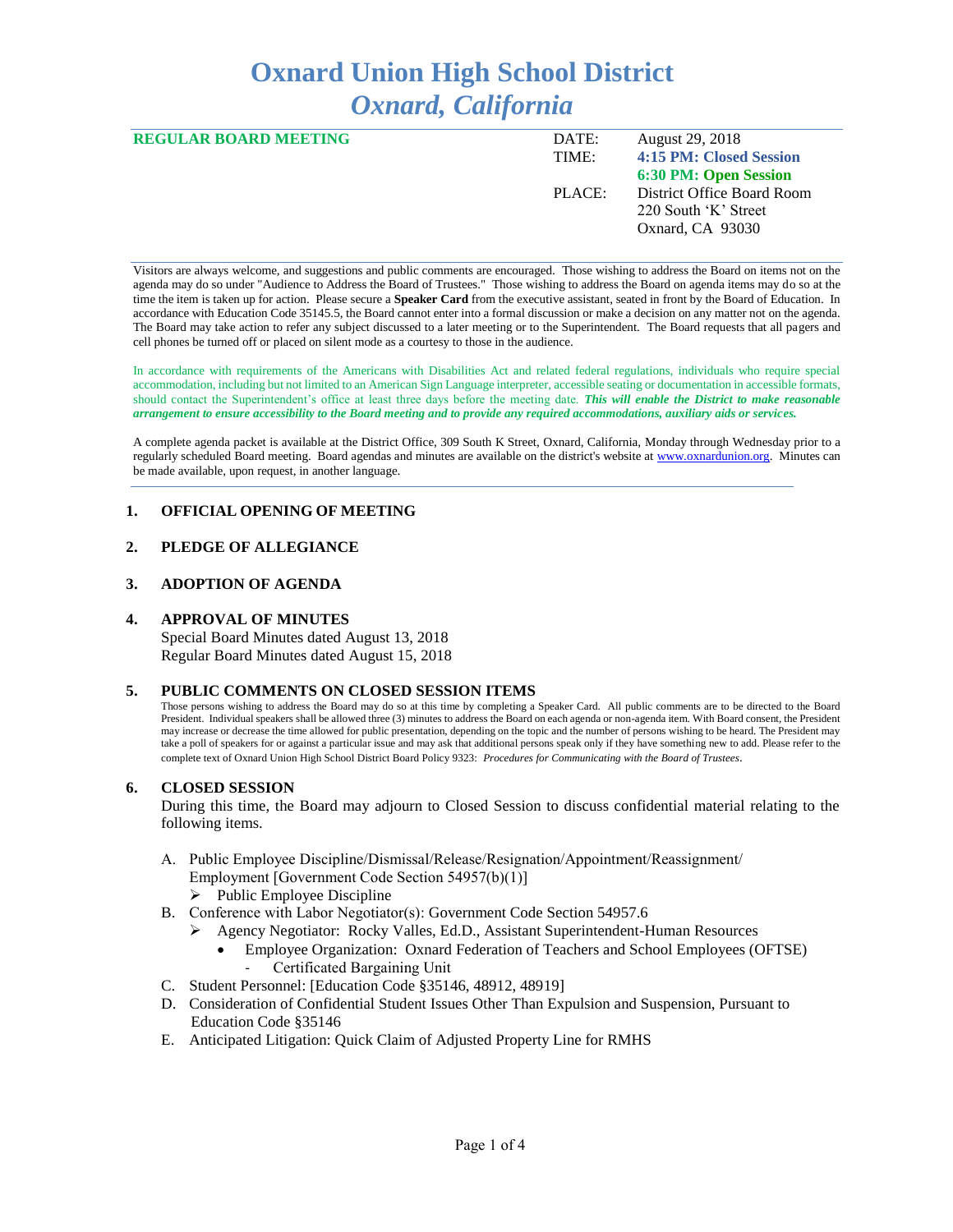# Oxnard Union High School District
## *Oxnard, California*

**REGULAR BOARD MEETING**

| | |
|---|---|
| DATE: | August 29, 2018 |
| TIME: | **4:15 PM: Closed Session** |
| | **6:30 PM: Open Session** |
| PLACE: | District Office Board Room<br>220 South 'K' Street<br>Oxnard, CA 93030 |

Visitors are always welcome, and suggestions and public comments are encouraged. Those wishing to address the Board on items not on the agenda may do so under "Audience to Address the Board of Trustees." Those wishing to address the Board on agenda items may do so at the time the item is taken up for action. Please secure a **Speaker Card** from the executive assistant, seated in front by the Board of Education. In accordance with Education Code 35145.5, the Board cannot enter into a formal discussion or make a decision on any matter not on the agenda. The Board may take action to refer any subject discussed to a later meeting or to the Superintendent. The Board requests that all pagers and cell phones be turned off or placed on silent mode as a courtesy to those in the audience.

In accordance with requirements of the Americans with Disabilities Act and related federal regulations, individuals who require special accommodation, including but not limited to an American Sign Language interpreter, accessible seating or documentation in accessible formats, should contact the Superintendent's office at least three days before the meeting date. ***This will enable the District to make reasonable arrangement to ensure accessibility to the Board meeting and to provide any required accommodations, auxiliary aids or services.***

A complete agenda packet is available at the District Office, 309 South K Street, Oxnard, California, Monday through Wednesday prior to a regularly scheduled Board meeting. Board agendas and minutes are available on the district's website at www.oxnardunion.org. Minutes can be made available, upon request, in another language.

### 1. OFFICIAL OPENING OF MEETING

### 2. PLEDGE OF ALLEGIANCE

### 3. ADOPTION OF AGENDA

### 4. APPROVAL OF MINUTES

Special Board Minutes dated August 13, 2018
Regular Board Minutes dated August 15, 2018

### 5. PUBLIC COMMENTS ON CLOSED SESSION ITEMS

Those persons wishing to address the Board may do so at this time by completing a Speaker Card. All public comments are to be directed to the Board President. Individual speakers shall be allowed three (3) minutes to address the Board on each agenda or non-agenda item. With Board consent, the President may increase or decrease the time allowed for public presentation, depending on the topic and the number of persons wishing to be heard. The President may take a poll of speakers for or against a particular issue and may ask that additional persons speak only if they have something new to add. Please refer to the complete text of Oxnard Union High School District Board Policy 9323: *Procedures for Communicating with the Board of Trustees*.

### 6. CLOSED SESSION

During this time, the Board may adjourn to Closed Session to discuss confidential material relating to the following items.

A. Public Employee Discipline/Dismissal/Release/Resignation/Appointment/Reassignment/ Employment [Government Code Section 54957(b)(1)]
   - Public Employee Discipline

B. Conference with Labor Negotiator(s): Government Code Section 54957.6
   - Agency Negotiator: Rocky Valles, Ed.D., Assistant Superintendent-Human Resources
     - Employee Organization: Oxnard Federation of Teachers and School Employees (OFTSE)
       - Certificated Bargaining Unit

C. Student Personnel: [Education Code §35146, 48912, 48919]

D. Consideration of Confidential Student Issues Other Than Expulsion and Suspension, Pursuant to Education Code §35146

E. Anticipated Litigation: Quick Claim of Adjusted Property Line for RMHS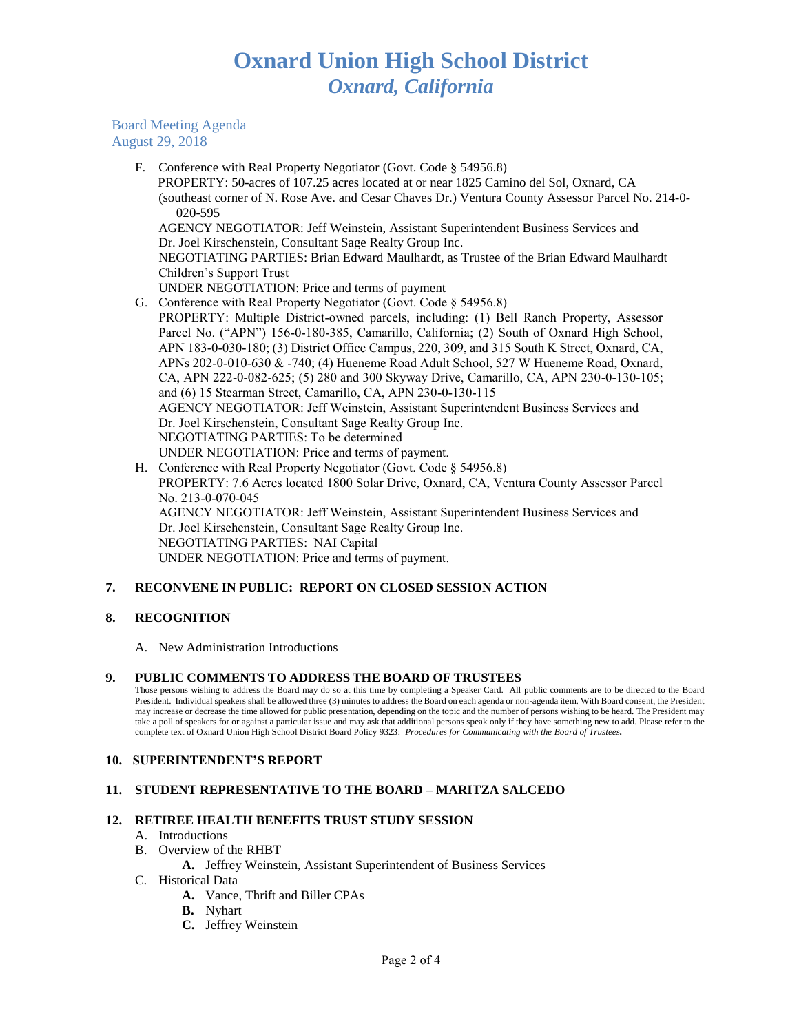Board Meeting Agenda
August 29, 2018

F. Conference with Real Property Negotiator (Govt. Code § 54956.8)
PROPERTY: 50-acres of 107.25 acres located at or near 1825 Camino del Sol, Oxnard, CA (southeast corner of N. Rose Ave. and Cesar Chaves Dr.) Ventura County Assessor Parcel No. 214-0-020-595
AGENCY NEGOTIATOR: Jeff Weinstein, Assistant Superintendent Business Services and Dr. Joel Kirschenstein, Consultant Sage Realty Group Inc.
NEGOTIATING PARTIES: Brian Edward Maulhardt, as Trustee of the Brian Edward Maulhardt Children's Support Trust
UNDER NEGOTIATION: Price and terms of payment

G. Conference with Real Property Negotiator (Govt. Code § 54956.8)
PROPERTY: Multiple District-owned parcels, including: (1) Bell Ranch Property, Assessor Parcel No. ("APN") 156-0-180-385, Camarillo, California; (2) South of Oxnard High School, APN 183-0-030-180; (3) District Office Campus, 220, 309, and 315 South K Street, Oxnard, CA, APNs 202-0-010-630 & -740; (4) Hueneme Road Adult School, 527 W Hueneme Road, Oxnard, CA, APN 222-0-082-625; (5) 280 and 300 Skyway Drive, Camarillo, CA, APN 230-0-130-105; and (6) 15 Stearman Street, Camarillo, CA, APN 230-0-130-115
AGENCY NEGOTIATOR: Jeff Weinstein, Assistant Superintendent Business Services and Dr. Joel Kirschenstein, Consultant Sage Realty Group Inc.
NEGOTIATING PARTIES: To be determined
UNDER NEGOTIATION: Price and terms of payment.

H. Conference with Real Property Negotiator (Govt. Code § 54956.8)
PROPERTY: 7.6 Acres located 1800 Solar Drive, Oxnard, CA, Ventura County Assessor Parcel No. 213-0-070-045
AGENCY NEGOTIATOR: Jeff Weinstein, Assistant Superintendent Business Services and Dr. Joel Kirschenstein, Consultant Sage Realty Group Inc.
NEGOTIATING PARTIES: NAI Capital
UNDER NEGOTIATION: Price and terms of payment.

## 7. RECONVENE IN PUBLIC: REPORT ON CLOSED SESSION ACTION

## 8. RECOGNITION

A. New Administration Introductions

## 9. PUBLIC COMMENTS TO ADDRESS THE BOARD OF TRUSTEES

Those persons wishing to address the Board may do so at this time by completing a Speaker Card. All public comments are to be directed to the Board President. Individual speakers shall be allowed three (3) minutes to address the Board on each agenda or non-agenda item. With Board consent, the President may increase or decrease the time allowed for public presentation, depending on the topic and the number of persons wishing to be heard. The President may take a poll of speakers for or against a particular issue and may ask that additional persons speak only if they have something new to add. Please refer to the complete text of Oxnard Union High School District Board Policy 9323: *Procedures for Communicating with the Board of Trustees.*

## 10. SUPERINTENDENT'S REPORT

## 11. STUDENT REPRESENTATIVE TO THE BOARD – MARITZA SALCEDO

## 12. RETIREE HEALTH BENEFITS TRUST STUDY SESSION

A. Introductions

B. Overview of the RHBT
   - **A.** Jeffrey Weinstein, Assistant Superintendent of Business Services

C. Historical Data
   - **A.** Vance, Thrift and Biller CPAs
   - **B.** Nyhart
   - **C.** Jeffrey Weinstein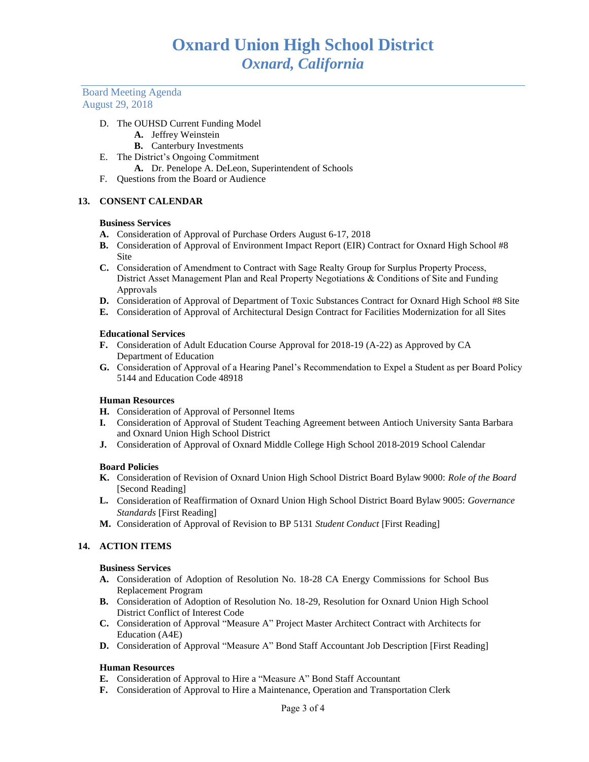D. The OUHSD Current Funding Model
   - **A.** Jeffrey Weinstein
   - **B.** Canterbury Investments

E. The District's Ongoing Commitment
   - **A.** Dr. Penelope A. DeLeon, Superintendent of Schools

F. Questions from the Board or Audience

## 13. CONSENT CALENDAR

**Business Services**

**A.** Consideration of Approval of Purchase Orders August 6-17, 2018

**B.** Consideration of Approval of Environment Impact Report (EIR) Contract for Oxnard High School #8 Site

**C.** Consideration of Amendment to Contract with Sage Realty Group for Surplus Property Process, District Asset Management Plan and Real Property Negotiations & Conditions of Site and Funding Approvals

**D.** Consideration of Approval of Department of Toxic Substances Contract for Oxnard High School #8 Site

**E.** Consideration of Approval of Architectural Design Contract for Facilities Modernization for all Sites

**Educational Services**

**F.** Consideration of Adult Education Course Approval for 2018-19 (A-22) as Approved by CA Department of Education

**G.** Consideration of Approval of a Hearing Panel's Recommendation to Expel a Student as per Board Policy 5144 and Education Code 48918

**Human Resources**

**H.** Consideration of Approval of Personnel Items

**I.** Consideration of Approval of Student Teaching Agreement between Antioch University Santa Barbara and Oxnard Union High School District

**J.** Consideration of Approval of Oxnard Middle College High School 2018-2019 School Calendar

**Board Policies**

**K.** Consideration of Revision of Oxnard Union High School District Board Bylaw 9000: *Role of the Board* [Second Reading]

**L.** Consideration of Reaffirmation of Oxnard Union High School District Board Bylaw 9005: *Governance Standards* [First Reading]

**M.** Consideration of Approval of Revision to BP 5131 *Student Conduct* [First Reading]

## 14. ACTION ITEMS

**Business Services**

**A.** Consideration of Adoption of Resolution No. 18-28 CA Energy Commissions for School Bus Replacement Program

**B.** Consideration of Adoption of Resolution No. 18-29, Resolution for Oxnard Union High School District Conflict of Interest Code

**C.** Consideration of Approval "Measure A" Project Master Architect Contract with Architects for Education (A4E)

**D.** Consideration of Approval "Measure A" Bond Staff Accountant Job Description [First Reading]

**Human Resources**

**E.** Consideration of Approval to Hire a "Measure A" Bond Staff Accountant

**F.** Consideration of Approval to Hire a Maintenance, Operation and Transportation Clerk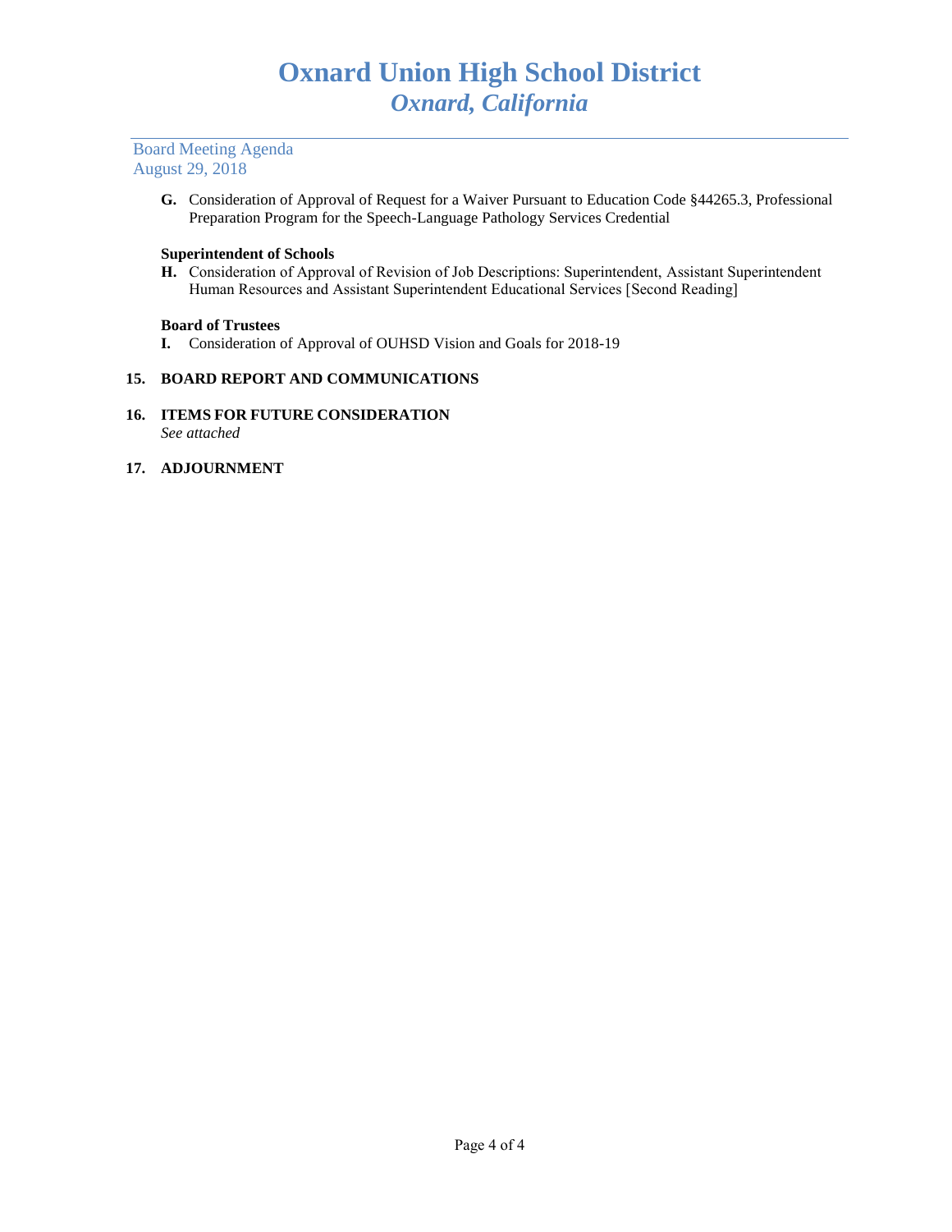**G.** Consideration of Approval of Request for a Waiver Pursuant to Education Code §44265.3, Professional Preparation Program for the Speech-Language Pathology Services Credential

**Superintendent of Schools**

**H.** Consideration of Approval of Revision of Job Descriptions: Superintendent, Assistant Superintendent Human Resources and Assistant Superintendent Educational Services [Second Reading]

**Board of Trustees**

**I.** Consideration of Approval of OUHSD Vision and Goals for 2018-19

**15. BOARD REPORT AND COMMUNICATIONS**

**16. ITEMS FOR FUTURE CONSIDERATION**
*See attached*

**17. ADJOURNMENT**